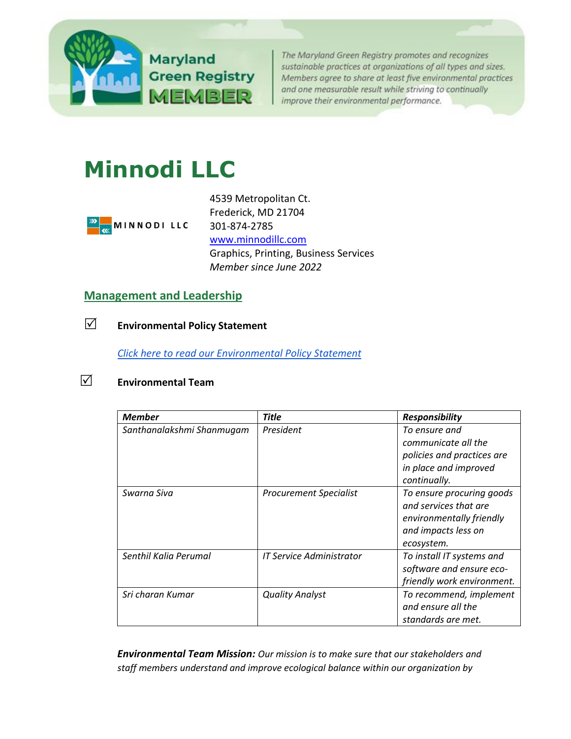Maryland Green Registry MEMBER

*The Maryland Green Registry promotes and recognizes sustainable practices at organizations of all types and sizes. Members agree to share at least five environmental practices and one measurable result while striving to continually improve their environmental performance.*

# Minnodi LLC

MINNODI LLC

4539 Metropolitan Ct.
Frederick, MD 21704
301-874-2785
www.minnodillc.com
Graphics, Printing, Business Services
*Member since June 2022*

## Management and Leadership

☑ **Environmental Policy Statement**

*Click here to read our Environmental Policy Statement*

☑ **Environmental Team**

| ***Member*** | ***Title*** | ***Responsibility*** |
|---|---|---|
| *Santhanalakshmi Shanmugam* | *President* | *To ensure and communicate all the policies and practices are in place and improved continually.* |
| *Swarna Siva* | *Procurement Specialist* | *To ensure procuring goods and services that are environmentally friendly and impacts less on ecosystem.* |
| *Senthil Kalia Perumal* | *IT Service Administrator* | *To install IT systems and software and ensure eco-friendly work environment.* |
| *Sri charan Kumar* | *Quality Analyst* | *To recommend, implement and ensure all the standards are met.* |

***Environmental Team Mission:*** *Our mission is to make sure that our stakeholders and staff members understand and improve ecological balance within our organization by*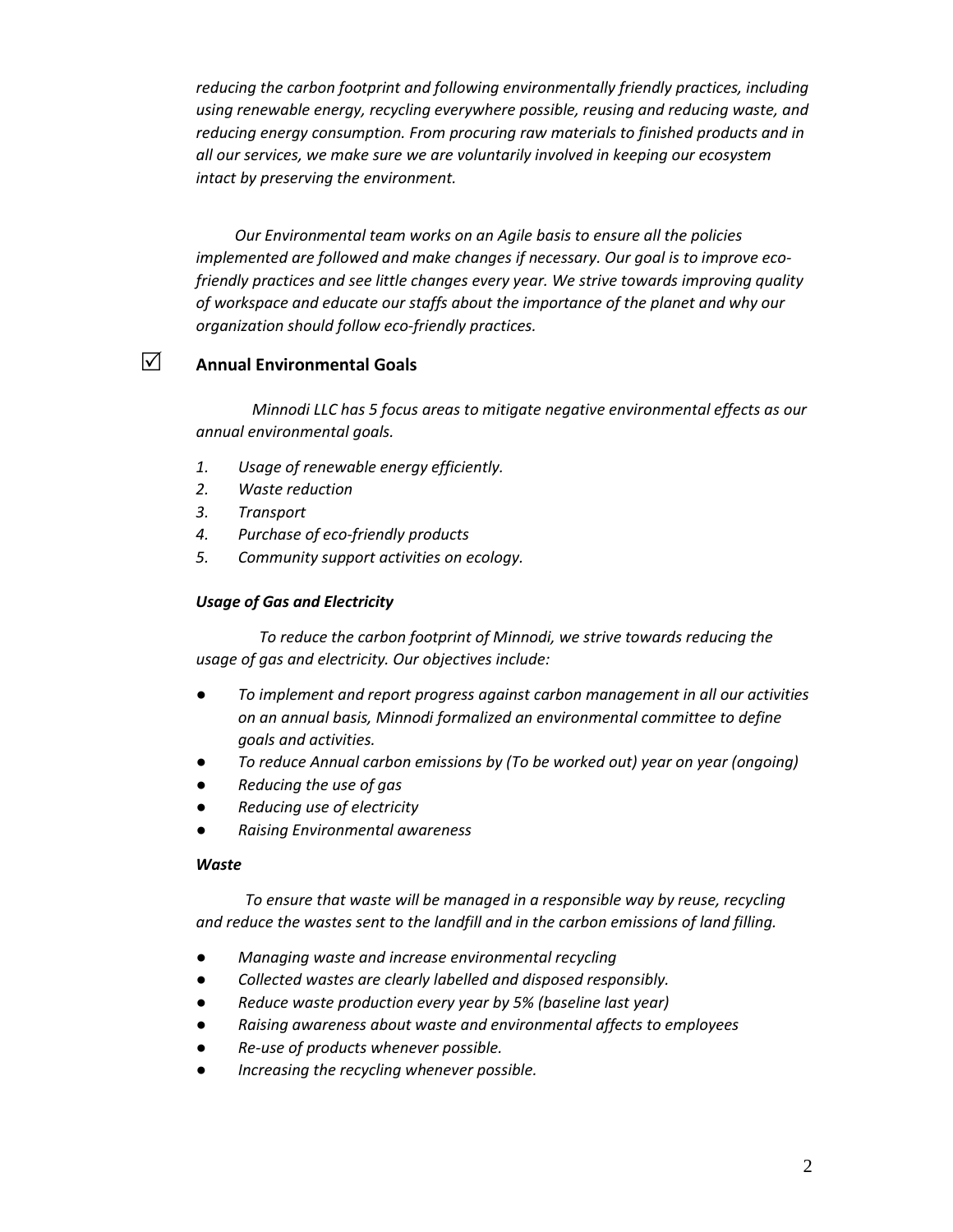*reducing the carbon footprint and following environmentally friendly practices, including using renewable energy, recycling everywhere possible, reusing and reducing waste, and reducing energy consumption. From procuring raw materials to finished products and in all our services, we make sure we are voluntarily involved in keeping our ecosystem intact by preserving the environment.*

*Our Environmental team works on an Agile basis to ensure all the policies implemented are followed and make changes if necessary. Our goal is to improve eco-friendly practices and see little changes every year. We strive towards improving quality of workspace and educate our staffs about the importance of the planet and why our organization should follow eco-friendly practices.*

## ☑ Annual Environmental Goals

*Minnodi LLC has 5 focus areas to mitigate negative environmental effects as our annual environmental goals.*

1. *Usage of renewable energy efficiently.*
2. *Waste reduction*
3. *Transport*
4. *Purchase of eco-friendly products*
5. *Community support activities on ecology.*

### ***Usage of Gas and Electricity***

*To reduce the carbon footprint of Minnodi, we strive towards reducing the usage of gas and electricity. Our objectives include:*

- *To implement and report progress against carbon management in all our activities on an annual basis, Minnodi formalized an environmental committee to define goals and activities.*
- *To reduce Annual carbon emissions by (To be worked out) year on year (ongoing)*
- *Reducing the use of gas*
- *Reducing use of electricity*
- *Raising Environmental awareness*

### ***Waste***

*To ensure that waste will be managed in a responsible way by reuse, recycling and reduce the wastes sent to the landfill and in the carbon emissions of land filling.*

- *Managing waste and increase environmental recycling*
- *Collected wastes are clearly labelled and disposed responsibly.*
- *Reduce waste production every year by 5% (baseline last year)*
- *Raising awareness about waste and environmental affects to employees*
- *Re-use of products whenever possible.*
- *Increasing the recycling whenever possible.*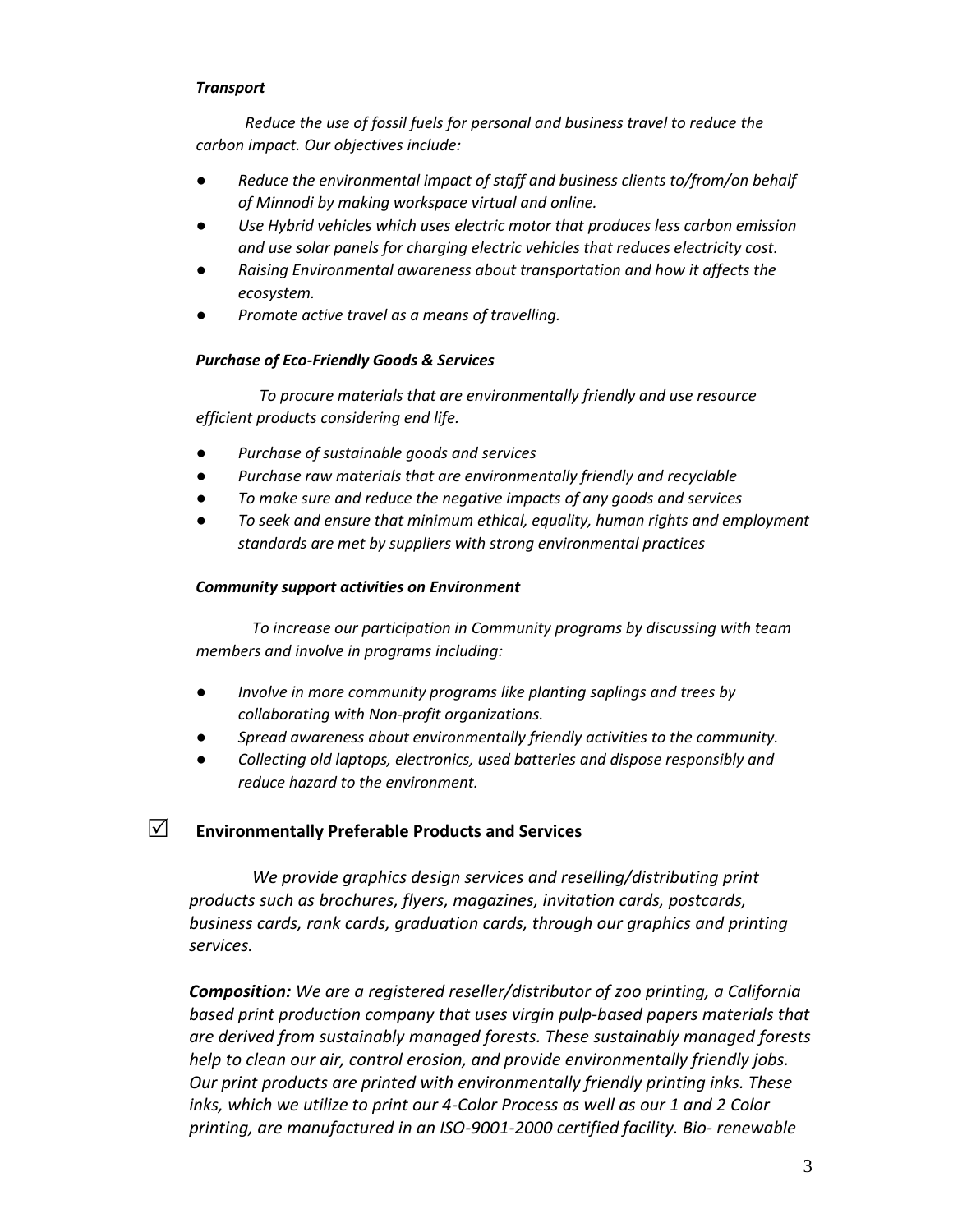***Transport***

*Reduce the use of fossil fuels for personal and business travel to reduce the carbon impact. Our objectives include:*

- *Reduce the environmental impact of staff and business clients to/from/on behalf of Minnodi by making workspace virtual and online.*
- *Use Hybrid vehicles which uses electric motor that produces less carbon emission and use solar panels for charging electric vehicles that reduces electricity cost.*
- *Raising Environmental awareness about transportation and how it affects the ecosystem.*
- *Promote active travel as a means of travelling.*

***Purchase of Eco-Friendly Goods & Services***

*To procure materials that are environmentally friendly and use resource efficient products considering end life.*

- *Purchase of sustainable goods and services*
- *Purchase raw materials that are environmentally friendly and recyclable*
- *To make sure and reduce the negative impacts of any goods and services*
- *To seek and ensure that minimum ethical, equality, human rights and employment standards are met by suppliers with strong environmental practices*

***Community support activities on Environment***

*To increase our participation in Community programs by discussing with team members and involve in programs including:*

- *Involve in more community programs like planting saplings and trees by collaborating with Non-profit organizations.*
- *Spread awareness about environmentally friendly activities to the community.*
- *Collecting old laptops, electronics, used batteries and dispose responsibly and reduce hazard to the environment.*

## ☑ Environmentally Preferable Products and Services

*We provide graphics design services and reselling/distributing print products such as brochures, flyers, magazines, invitation cards, postcards, business cards, rank cards, graduation cards, through our graphics and printing services.*

***Composition:*** *We are a registered reseller/distributor of zoo printing, a California based print production company that uses virgin pulp-based papers materials that are derived from sustainably managed forests. These sustainably managed forests help to clean our air, control erosion, and provide environmentally friendly jobs. Our print products are printed with environmentally friendly printing inks. These inks, which we utilize to print our 4-Color Process as well as our 1 and 2 Color printing, are manufactured in an ISO-9001-2000 certified facility. Bio- renewable*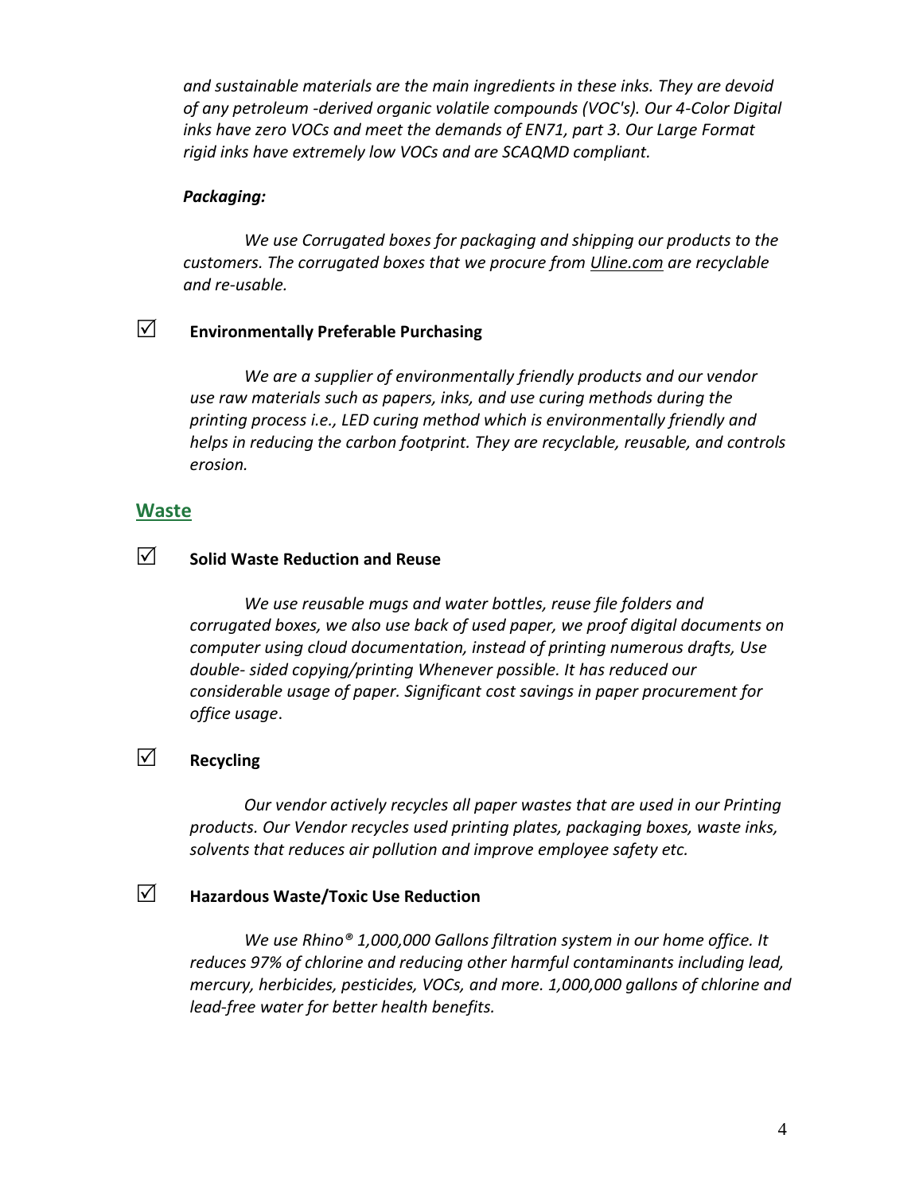*and sustainable materials are the main ingredients in these inks. They are devoid of any petroleum -derived organic volatile compounds (VOC's). Our 4-Color Digital inks have zero VOCs and meet the demands of EN71, part 3. Our Large Format rigid inks have extremely low VOCs and are SCAQMD compliant.*

***Packaging:***

*We use Corrugated boxes for packaging and shipping our products to the customers. The corrugated boxes that we procure from Uline.com are recyclable and re-usable.*

☑ **Environmentally Preferable Purchasing**

*We are a supplier of environmentally friendly products and our vendor use raw materials such as papers, inks, and use curing methods during the printing process i.e., LED curing method which is environmentally friendly and helps in reducing the carbon footprint. They are recyclable, reusable, and controls erosion.*

## Waste

☑ **Solid Waste Reduction and Reuse**

*We use reusable mugs and water bottles, reuse file folders and corrugated boxes, we also use back of used paper, we proof digital documents on computer using cloud documentation, instead of printing numerous drafts, Use double- sided copying/printing Whenever possible. It has reduced our considerable usage of paper. Significant cost savings in paper procurement for office usage*.

☑ **Recycling**

*Our vendor actively recycles all paper wastes that are used in our Printing products. Our Vendor recycles used printing plates, packaging boxes, waste inks, solvents that reduces air pollution and improve employee safety etc.*

☑ **Hazardous Waste/Toxic Use Reduction**

*We use Rhino® 1,000,000 Gallons filtration system in our home office. It reduces 97% of chlorine and reducing other harmful contaminants including lead, mercury, herbicides, pesticides, VOCs, and more. 1,000,000 gallons of chlorine and lead-free water for better health benefits.*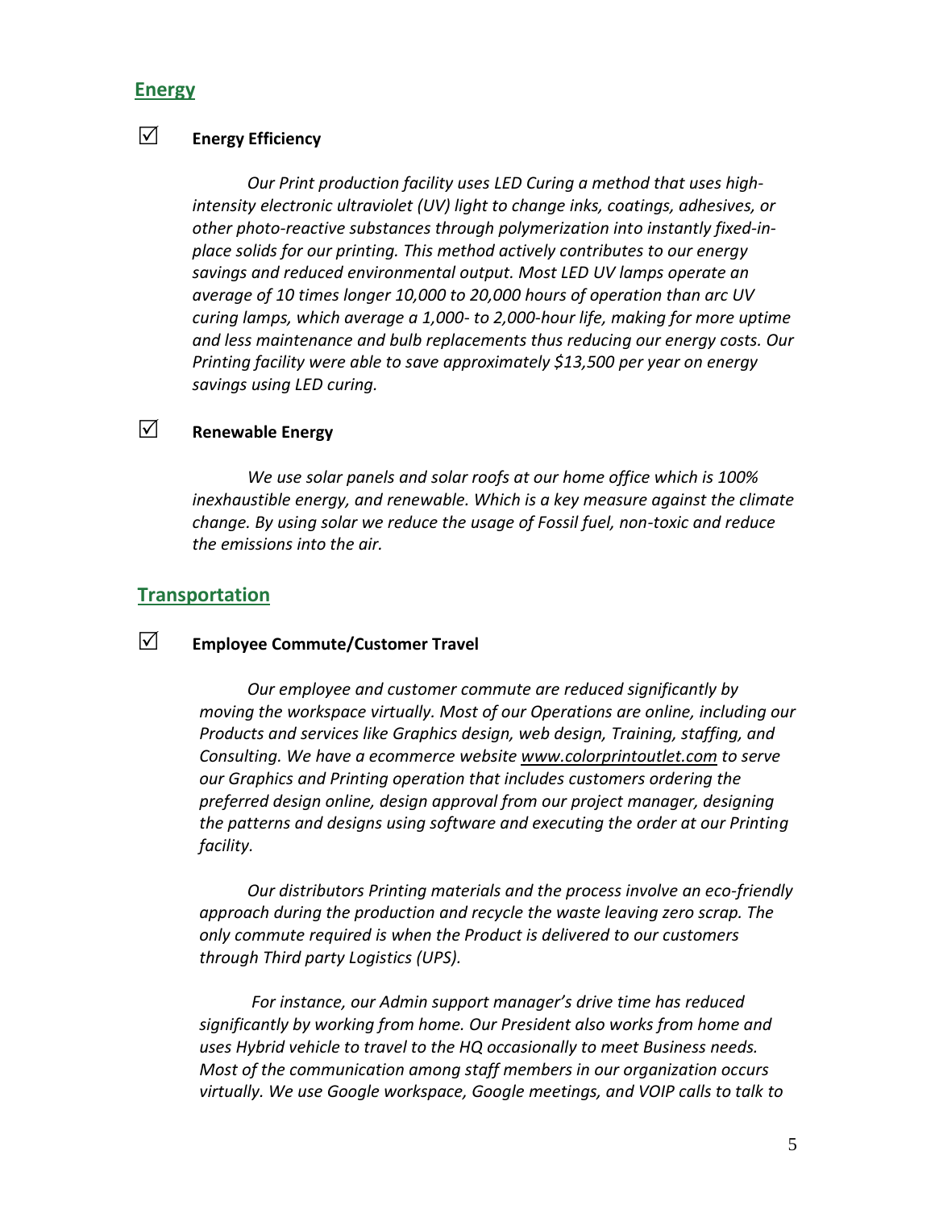## Energy

☑ **Energy Efficiency**

*Our Print production facility uses LED Curing a method that uses high-intensity electronic ultraviolet (UV) light to change inks, coatings, adhesives, or other photo-reactive substances through polymerization into instantly fixed-in-place solids for our printing. This method actively contributes to our energy savings and reduced environmental output. Most LED UV lamps operate an average of 10 times longer 10,000 to 20,000 hours of operation than arc UV curing lamps, which average a 1,000- to 2,000-hour life, making for more uptime and less maintenance and bulb replacements thus reducing our energy costs. Our Printing facility were able to save approximately $13,500 per year on energy savings using LED curing.*

☑ **Renewable Energy**

*We use solar panels and solar roofs at our home office which is 100% inexhaustible energy, and renewable. Which is a key measure against the climate change. By using solar we reduce the usage of Fossil fuel, non-toxic and reduce the emissions into the air.*

## Transportation

☑ **Employee Commute/Customer Travel**

*Our employee and customer commute are reduced significantly by moving the workspace virtually. Most of our Operations are online, including our Products and services like Graphics design, web design, Training, staffing, and Consulting. We have a ecommerce website www.colorprintoutlet.com to serve our Graphics and Printing operation that includes customers ordering the preferred design online, design approval from our project manager, designing the patterns and designs using software and executing the order at our Printing facility.*

*Our distributors Printing materials and the process involve an eco-friendly approach during the production and recycle the waste leaving zero scrap. The only commute required is when the Product is delivered to our customers through Third party Logistics (UPS).*

*For instance, our Admin support manager's drive time has reduced significantly by working from home. Our President also works from home and uses Hybrid vehicle to travel to the HQ occasionally to meet Business needs. Most of the communication among staff members in our organization occurs virtually. We use Google workspace, Google meetings, and VOIP calls to talk to*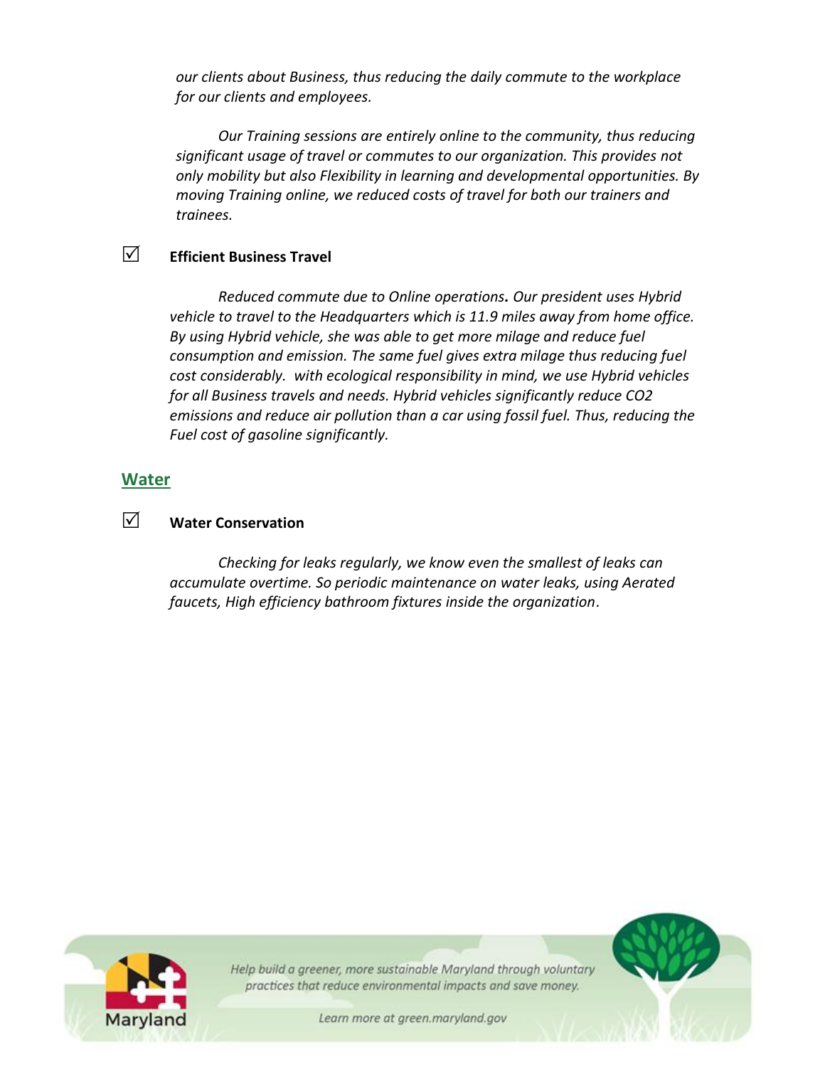*our clients about Business, thus reducing the daily commute to the workplace for our clients and employees.*

*Our Training sessions are entirely online to the community, thus reducing significant usage of travel or commutes to our organization. This provides not only mobility but also Flexibility in learning and developmental opportunities. By moving Training online, we reduced costs of travel for both our trainers and trainees.*

☑ **Efficient Business Travel**

*Reduced commute due to Online operations**.** Our president uses Hybrid vehicle to travel to the Headquarters which is 11.9 miles away from home office. By using Hybrid vehicle, she was able to get more milage and reduce fuel consumption and emission. The same fuel gives extra milage thus reducing fuel cost considerably. with ecological responsibility in mind, we use Hybrid vehicles for all Business travels and needs. Hybrid vehicles significantly reduce CO2 emissions and reduce air pollution than a car using fossil fuel. Thus, reducing the Fuel cost of gasoline significantly.*

## Water

☑ **Water Conservation**

*Checking for leaks regularly, we know even the smallest of leaks can accumulate overtime. So periodic maintenance on water leaks, using Aerated faucets, High efficiency bathroom fixtures inside the organization*.